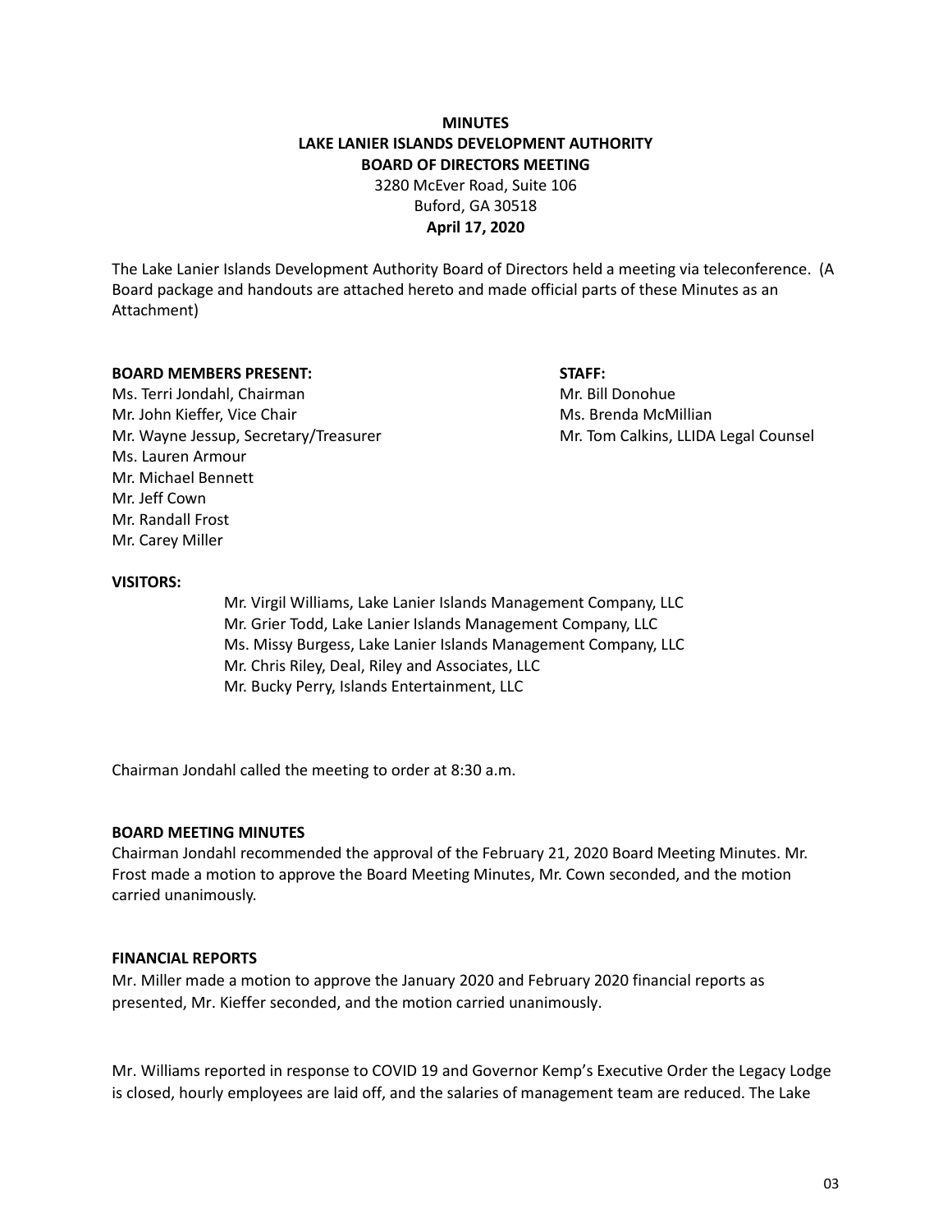**MINUTES**
**LAKE LANIER ISLANDS DEVELOPMENT AUTHORITY**
**BOARD OF DIRECTORS MEETING**
3280 McEver Road, Suite 106
Buford, GA 30518
**April 17, 2020**

The Lake Lanier Islands Development Authority Board of Directors held a meeting via teleconference. (A Board package and handouts are attached hereto and made official parts of these Minutes as an Attachment)

**BOARD MEMBERS PRESENT:**

Ms. Terri Jondahl, Chairman
Mr. John Kieffer, Vice Chair
Mr. Wayne Jessup, Secretary/Treasurer
Ms. Lauren Armour
Mr. Michael Bennett
Mr. Jeff Cown
Mr. Randall Frost
Mr. Carey Miller

**STAFF:**

Mr. Bill Donohue
Ms. Brenda McMillian
Mr. Tom Calkins, LLIDA Legal Counsel

**VISITORS:**

Mr. Virgil Williams, Lake Lanier Islands Management Company, LLC
Mr. Grier Todd, Lake Lanier Islands Management Company, LLC
Ms. Missy Burgess, Lake Lanier Islands Management Company, LLC
Mr. Chris Riley, Deal, Riley and Associates, LLC
Mr. Bucky Perry, Islands Entertainment, LLC

Chairman Jondahl called the meeting to order at 8:30 a.m.

**BOARD MEETING MINUTES**

Chairman Jondahl recommended the approval of the February 21, 2020 Board Meeting Minutes. Mr. Frost made a motion to approve the Board Meeting Minutes, Mr. Cown seconded, and the motion carried unanimously.

**FINANCIAL REPORTS**

Mr. Miller made a motion to approve the January 2020 and February 2020 financial reports as presented, Mr. Kieffer seconded, and the motion carried unanimously.

Mr. Williams reported in response to COVID 19 and Governor Kemp's Executive Order the Legacy Lodge is closed, hourly employees are laid off, and the salaries of management team are reduced. The Lake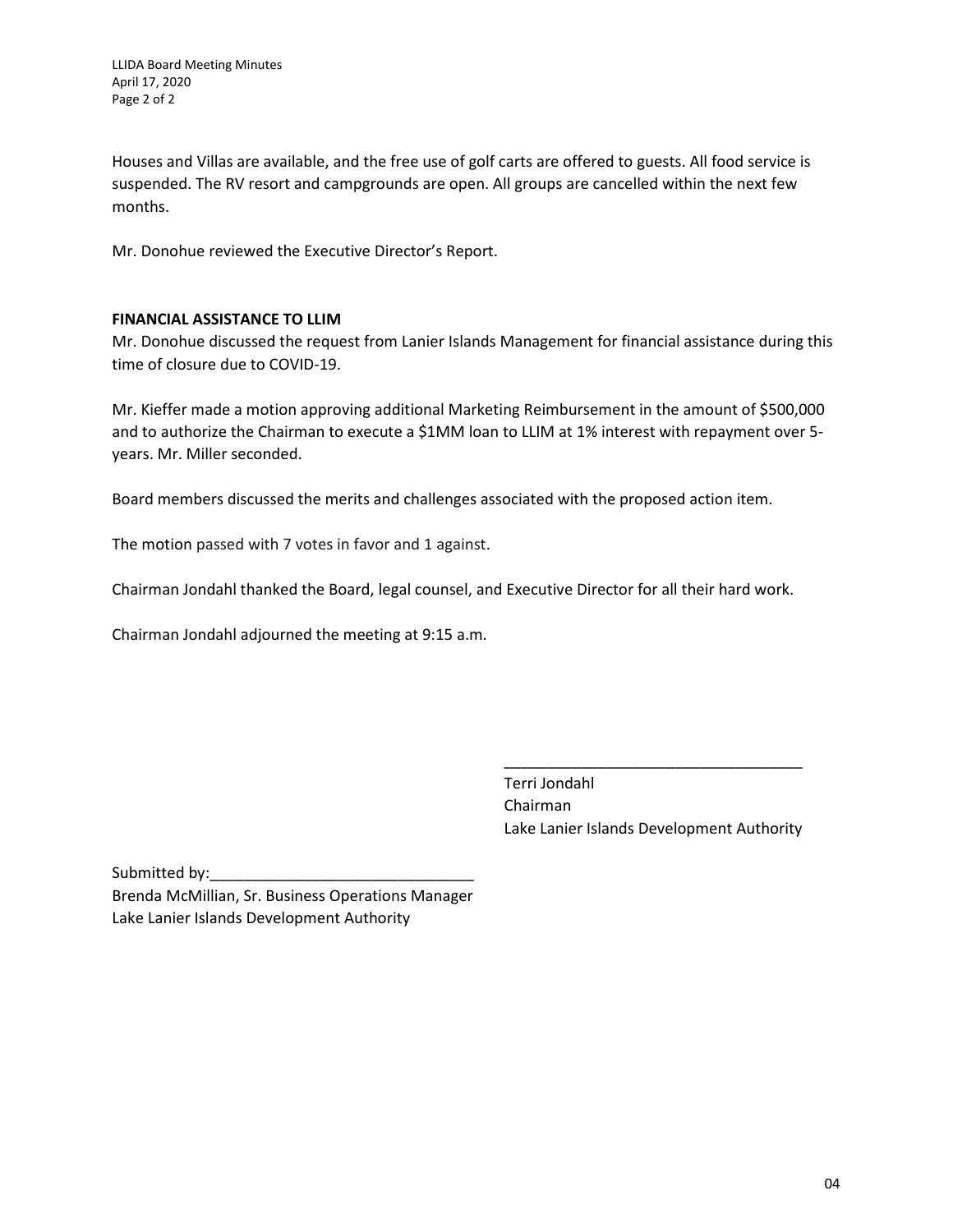Houses and Villas are available, and the free use of golf carts are offered to guests. All food service is suspended. The RV resort and campgrounds are open. All groups are cancelled within the next few months.

Mr. Donohue reviewed the Executive Director's Report.

**FINANCIAL ASSISTANCE TO LLIM**

Mr. Donohue discussed the request from Lanier Islands Management for financial assistance during this time of closure due to COVID-19.

Mr. Kieffer made a motion approving additional Marketing Reimbursement in the amount of $500,000 and to authorize the Chairman to execute a $1MM loan to LLIM at 1% interest with repayment over 5-years. Mr. Miller seconded.

Board members discussed the merits and challenges associated with the proposed action item.

The motion passed with 7 votes in favor and 1 against.

Chairman Jondahl thanked the Board, legal counsel, and Executive Director for all their hard work.

Chairman Jondahl adjourned the meeting at 9:15 a.m.

\_\_\_\_\_\_\_\_\_\_\_\_\_\_\_\_\_\_\_\_\_\_\_\_\_\_\_\_\_\_\_\_\_\_\_
Terri Jondahl
Chairman
Lake Lanier Islands Development Authority

Submitted by:\_\_\_\_\_\_\_\_\_\_\_\_\_\_\_\_\_\_\_\_\_\_\_\_\_\_\_\_\_\_\_
Brenda McMillian, Sr. Business Operations Manager
Lake Lanier Islands Development Authority